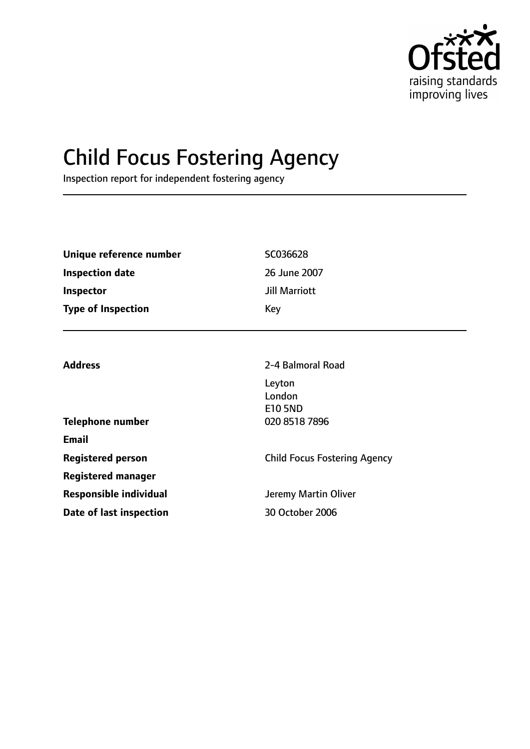Ofsted

raising standards
improving lives

# Child Focus Fostering Agency

Inspection report for independent fostering agency

| | |
|---|---|
| **Unique reference number** | SC036628 |
| **Inspection date** | 26 June 2007 |
| **Inspector** | Jill Marriott |
| **Type of Inspection** | Key |

| | |
|---|---|
| **Address** | 2-4 Balmoral Road<br>Leyton<br>London<br>E10 5ND |
| **Telephone number** | 020 8518 7896 |
| **Email** | |
| **Registered person** | Child Focus Fostering Agency |
| **Registered manager** | |
| **Responsible individual** | Jeremy Martin Oliver |
| **Date of last inspection** | 30 October 2006 |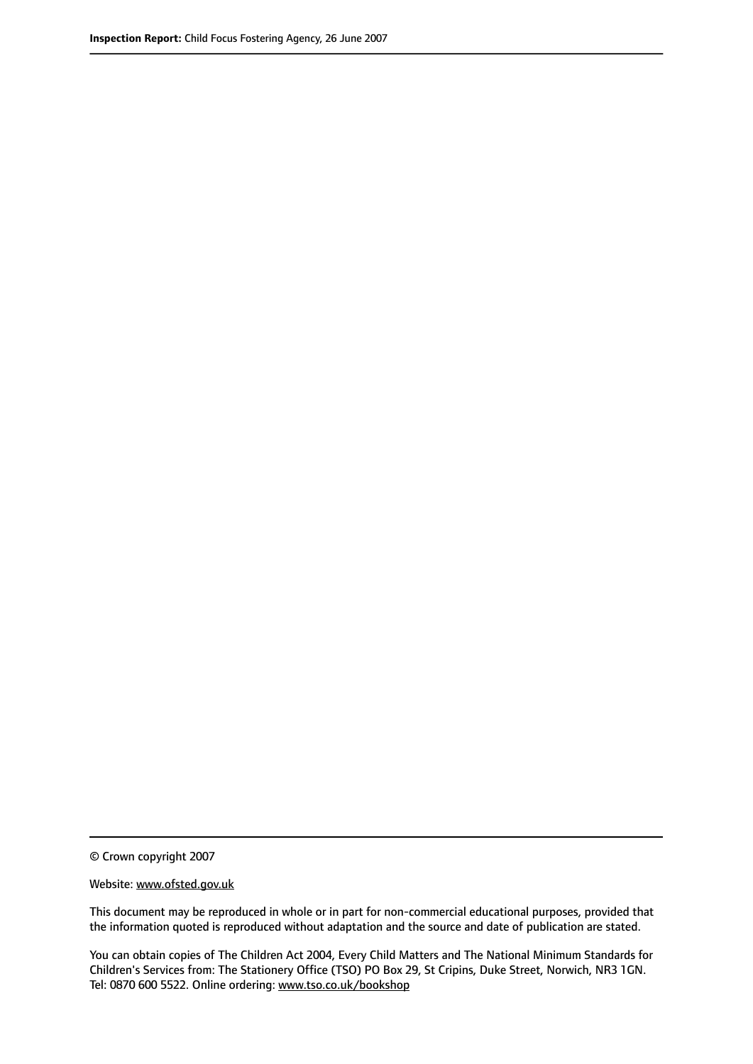© Crown copyright 2007

Website: www.ofsted.gov.uk

This document may be reproduced in whole or in part for non-commercial educational purposes, provided that the information quoted is reproduced without adaptation and the source and date of publication are stated.

You can obtain copies of The Children Act 2004, Every Child Matters and The National Minimum Standards for Children's Services from: The Stationery Office (TSO) PO Box 29, St Cripins, Duke Street, Norwich, NR3 1GN. Tel: 0870 600 5522. Online ordering: www.tso.co.uk/bookshop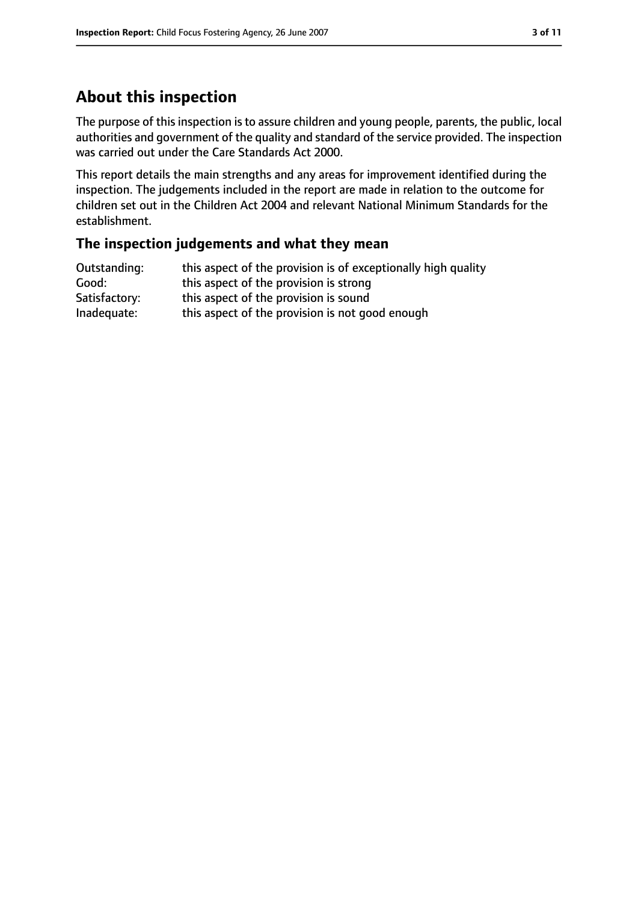## About this inspection

The purpose of this inspection is to assure children and young people, parents, the public, local authorities and government of the quality and standard of the service provided. The inspection was carried out under the Care Standards Act 2000.

This report details the main strengths and any areas for improvement identified during the inspection. The judgements included in the report are made in relation to the outcome for children set out in the Children Act 2004 and relevant National Minimum Standards for the establishment.

### The inspection judgements and what they mean

| | |
|---|---|
| Outstanding: | this aspect of the provision is of exceptionally high quality |
| Good: | this aspect of the provision is strong |
| Satisfactory: | this aspect of the provision is sound |
| Inadequate: | this aspect of the provision is not good enough |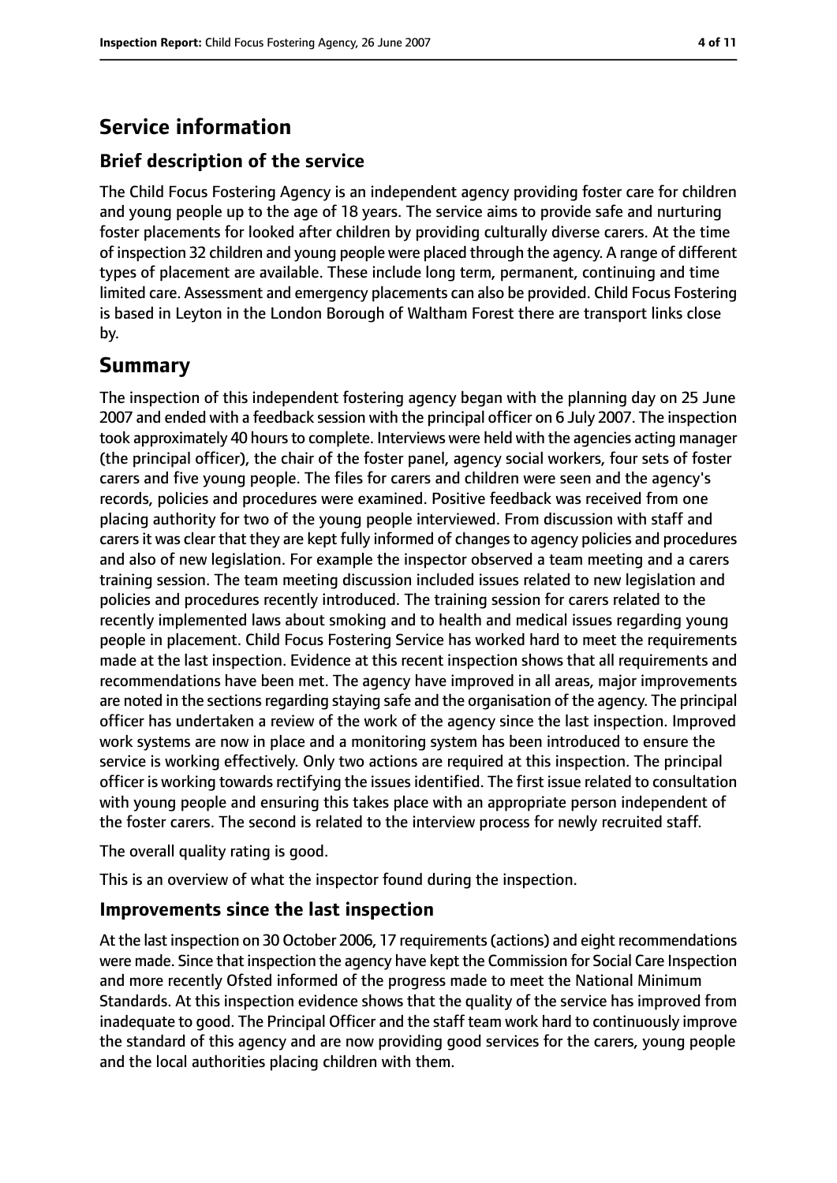# Service information

## Brief description of the service

The Child Focus Fostering Agency is an independent agency providing foster care for children and young people up to the age of 18 years. The service aims to provide safe and nurturing foster placements for looked after children by providing culturally diverse carers. At the time of inspection 32 children and young people were placed through the agency. A range of different types of placement are available. These include long term, permanent, continuing and time limited care. Assessment and emergency placements can also be provided. Child Focus Fostering is based in Leyton in the London Borough of Waltham Forest there are transport links close by.

# Summary

The inspection of this independent fostering agency began with the planning day on 25 June 2007 and ended with a feedback session with the principal officer on 6 July 2007. The inspection took approximately 40 hours to complete. Interviews were held with the agencies acting manager (the principal officer), the chair of the foster panel, agency social workers, four sets of foster carers and five young people. The files for carers and children were seen and the agency's records, policies and procedures were examined. Positive feedback was received from one placing authority for two of the young people interviewed. From discussion with staff and carers it was clear that they are kept fully informed of changes to agency policies and procedures and also of new legislation. For example the inspector observed a team meeting and a carers training session. The team meeting discussion included issues related to new legislation and policies and procedures recently introduced. The training session for carers related to the recently implemented laws about smoking and to health and medical issues regarding young people in placement. Child Focus Fostering Service has worked hard to meet the requirements made at the last inspection. Evidence at this recent inspection shows that all requirements and recommendations have been met. The agency have improved in all areas, major improvements are noted in the sections regarding staying safe and the organisation of the agency. The principal officer has undertaken a review of the work of the agency since the last inspection. Improved work systems are now in place and a monitoring system has been introduced to ensure the service is working effectively. Only two actions are required at this inspection. The principal officer is working towards rectifying the issues identified. The first issue related to consultation with young people and ensuring this takes place with an appropriate person independent of the foster carers. The second is related to the interview process for newly recruited staff.

The overall quality rating is good.

This is an overview of what the inspector found during the inspection.

## Improvements since the last inspection

At the last inspection on 30 October 2006, 17 requirements (actions) and eight recommendations were made. Since that inspection the agency have kept the Commission for Social Care Inspection and more recently Ofsted informed of the progress made to meet the National Minimum Standards. At this inspection evidence shows that the quality of the service has improved from inadequate to good. The Principal Officer and the staff team work hard to continuously improve the standard of this agency and are now providing good services for the carers, young people and the local authorities placing children with them.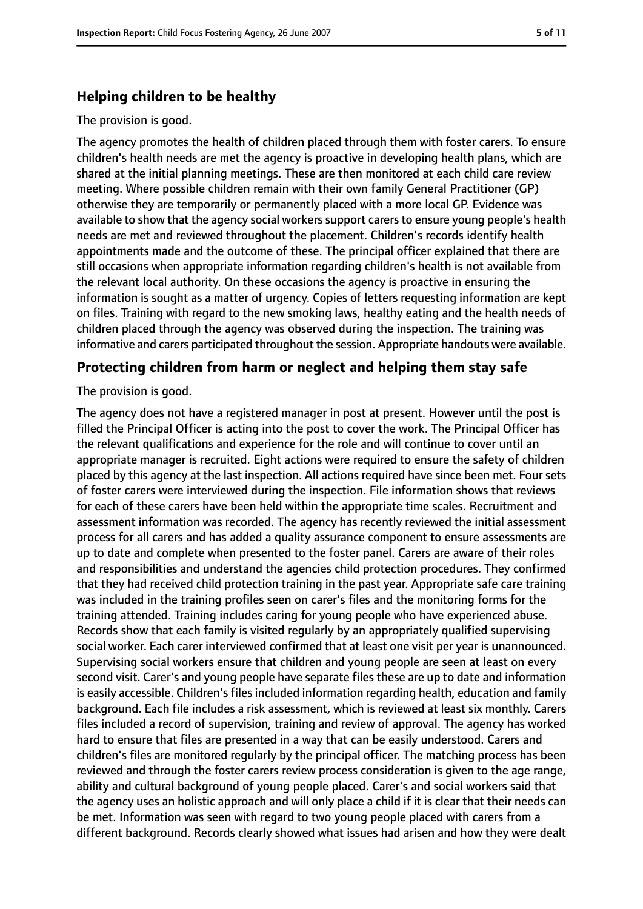## Helping children to be healthy

The provision is good.

The agency promotes the health of children placed through them with foster carers. To ensure children's health needs are met the agency is proactive in developing health plans, which are shared at the initial planning meetings. These are then monitored at each child care review meeting. Where possible children remain with their own family General Practitioner (GP) otherwise they are temporarily or permanently placed with a more local GP. Evidence was available to show that the agency social workers support carers to ensure young people's health needs are met and reviewed throughout the placement. Children's records identify health appointments made and the outcome of these. The principal officer explained that there are still occasions when appropriate information regarding children's health is not available from the relevant local authority. On these occasions the agency is proactive in ensuring the information is sought as a matter of urgency. Copies of letters requesting information are kept on files. Training with regard to the new smoking laws, healthy eating and the health needs of children placed through the agency was observed during the inspection. The training was informative and carers participated throughout the session. Appropriate handouts were available.

## Protecting children from harm or neglect and helping them stay safe

The provision is good.

The agency does not have a registered manager in post at present. However until the post is filled the Principal Officer is acting into the post to cover the work. The Principal Officer has the relevant qualifications and experience for the role and will continue to cover until an appropriate manager is recruited. Eight actions were required to ensure the safety of children placed by this agency at the last inspection. All actions required have since been met. Four sets of foster carers were interviewed during the inspection. File information shows that reviews for each of these carers have been held within the appropriate time scales. Recruitment and assessment information was recorded. The agency has recently reviewed the initial assessment process for all carers and has added a quality assurance component to ensure assessments are up to date and complete when presented to the foster panel. Carers are aware of their roles and responsibilities and understand the agencies child protection procedures. They confirmed that they had received child protection training in the past year. Appropriate safe care training was included in the training profiles seen on carer's files and the monitoring forms for the training attended. Training includes caring for young people who have experienced abuse. Records show that each family is visited regularly by an appropriately qualified supervising social worker. Each carer interviewed confirmed that at least one visit per year is unannounced. Supervising social workers ensure that children and young people are seen at least on every second visit. Carer's and young people have separate files these are up to date and information is easily accessible. Children's files included information regarding health, education and family background. Each file includes a risk assessment, which is reviewed at least six monthly. Carers files included a record of supervision, training and review of approval. The agency has worked hard to ensure that files are presented in a way that can be easily understood. Carers and children's files are monitored regularly by the principal officer. The matching process has been reviewed and through the foster carers review process consideration is given to the age range, ability and cultural background of young people placed. Carer's and social workers said that the agency uses an holistic approach and will only place a child if it is clear that their needs can be met. Information was seen with regard to two young people placed with carers from a different background. Records clearly showed what issues had arisen and how they were dealt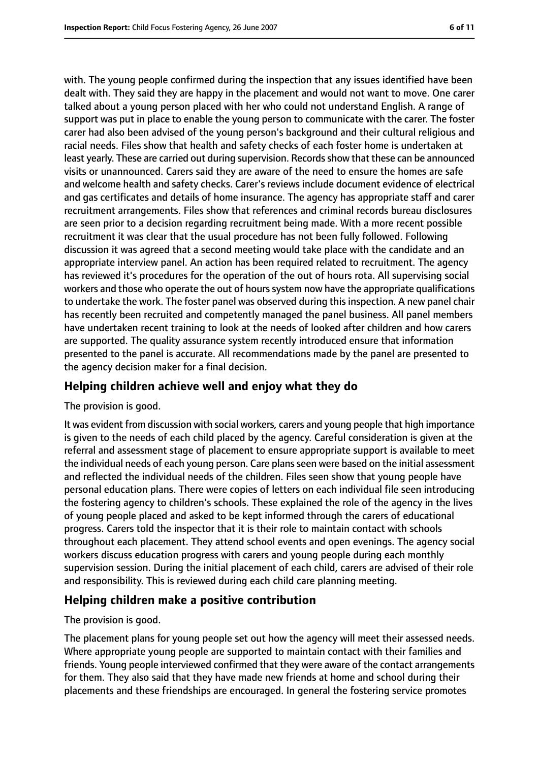with. The young people confirmed during the inspection that any issues identified have been dealt with. They said they are happy in the placement and would not want to move. One carer talked about a young person placed with her who could not understand English. A range of support was put in place to enable the young person to communicate with the carer. The foster carer had also been advised of the young person's background and their cultural religious and racial needs. Files show that health and safety checks of each foster home is undertaken at least yearly. These are carried out during supervision. Records show that these can be announced visits or unannounced. Carers said they are aware of the need to ensure the homes are safe and welcome health and safety checks. Carer's reviews include document evidence of electrical and gas certificates and details of home insurance. The agency has appropriate staff and carer recruitment arrangements. Files show that references and criminal records bureau disclosures are seen prior to a decision regarding recruitment being made. With a more recent possible recruitment it was clear that the usual procedure has not been fully followed. Following discussion it was agreed that a second meeting would take place with the candidate and an appropriate interview panel. An action has been required related to recruitment. The agency has reviewed it's procedures for the operation of the out of hours rota. All supervising social workers and those who operate the out of hours system now have the appropriate qualifications to undertake the work. The foster panel was observed during this inspection. A new panel chair has recently been recruited and competently managed the panel business. All panel members have undertaken recent training to look at the needs of looked after children and how carers are supported. The quality assurance system recently introduced ensure that information presented to the panel is accurate. All recommendations made by the panel are presented to the agency decision maker for a final decision.

## Helping children achieve well and enjoy what they do

The provision is good.

It was evident from discussion with social workers, carers and young people that high importance is given to the needs of each child placed by the agency. Careful consideration is given at the referral and assessment stage of placement to ensure appropriate support is available to meet the individual needs of each young person. Care plans seen were based on the initial assessment and reflected the individual needs of the children. Files seen show that young people have personal education plans. There were copies of letters on each individual file seen introducing the fostering agency to children's schools. These explained the role of the agency in the lives of young people placed and asked to be kept informed through the carers of educational progress. Carers told the inspector that it is their role to maintain contact with schools throughout each placement. They attend school events and open evenings. The agency social workers discuss education progress with carers and young people during each monthly supervision session. During the initial placement of each child, carers are advised of their role and responsibility. This is reviewed during each child care planning meeting.

## Helping children make a positive contribution

The provision is good.

The placement plans for young people set out how the agency will meet their assessed needs. Where appropriate young people are supported to maintain contact with their families and friends. Young people interviewed confirmed that they were aware of the contact arrangements for them. They also said that they have made new friends at home and school during their placements and these friendships are encouraged. In general the fostering service promotes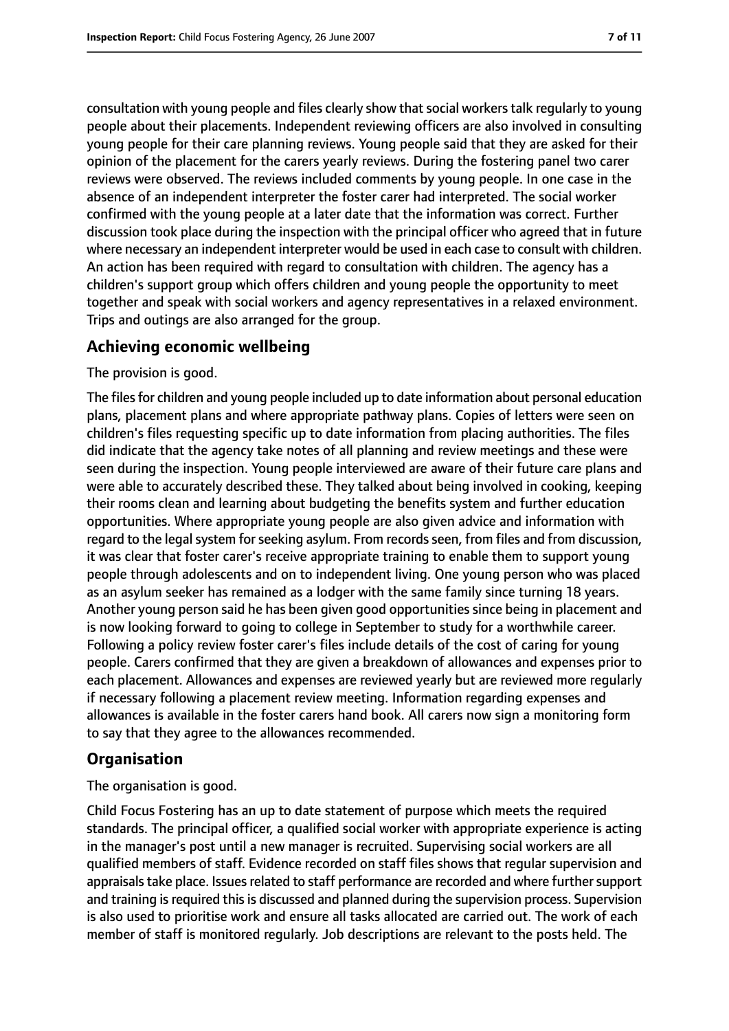consultation with young people and files clearly show that social workers talk regularly to young people about their placements. Independent reviewing officers are also involved in consulting young people for their care planning reviews. Young people said that they are asked for their opinion of the placement for the carers yearly reviews. During the fostering panel two carer reviews were observed. The reviews included comments by young people. In one case in the absence of an independent interpreter the foster carer had interpreted. The social worker confirmed with the young people at a later date that the information was correct. Further discussion took place during the inspection with the principal officer who agreed that in future where necessary an independent interpreter would be used in each case to consult with children. An action has been required with regard to consultation with children. The agency has a children's support group which offers children and young people the opportunity to meet together and speak with social workers and agency representatives in a relaxed environment. Trips and outings are also arranged for the group.

## Achieving economic wellbeing

The provision is good.

The files for children and young people included up to date information about personal education plans, placement plans and where appropriate pathway plans. Copies of letters were seen on children's files requesting specific up to date information from placing authorities. The files did indicate that the agency take notes of all planning and review meetings and these were seen during the inspection. Young people interviewed are aware of their future care plans and were able to accurately described these. They talked about being involved in cooking, keeping their rooms clean and learning about budgeting the benefits system and further education opportunities. Where appropriate young people are also given advice and information with regard to the legal system for seeking asylum. From records seen, from files and from discussion, it was clear that foster carer's receive appropriate training to enable them to support young people through adolescents and on to independent living. One young person who was placed as an asylum seeker has remained as a lodger with the same family since turning 18 years. Another young person said he has been given good opportunities since being in placement and is now looking forward to going to college in September to study for a worthwhile career. Following a policy review foster carer's files include details of the cost of caring for young people. Carers confirmed that they are given a breakdown of allowances and expenses prior to each placement. Allowances and expenses are reviewed yearly but are reviewed more regularly if necessary following a placement review meeting. Information regarding expenses and allowances is available in the foster carers hand book. All carers now sign a monitoring form to say that they agree to the allowances recommended.

## Organisation

The organisation is good.

Child Focus Fostering has an up to date statement of purpose which meets the required standards. The principal officer, a qualified social worker with appropriate experience is acting in the manager's post until a new manager is recruited. Supervising social workers are all qualified members of staff. Evidence recorded on staff files shows that regular supervision and appraisals take place. Issues related to staff performance are recorded and where further support and training is required this is discussed and planned during the supervision process. Supervision is also used to prioritise work and ensure all tasks allocated are carried out. The work of each member of staff is monitored regularly. Job descriptions are relevant to the posts held. The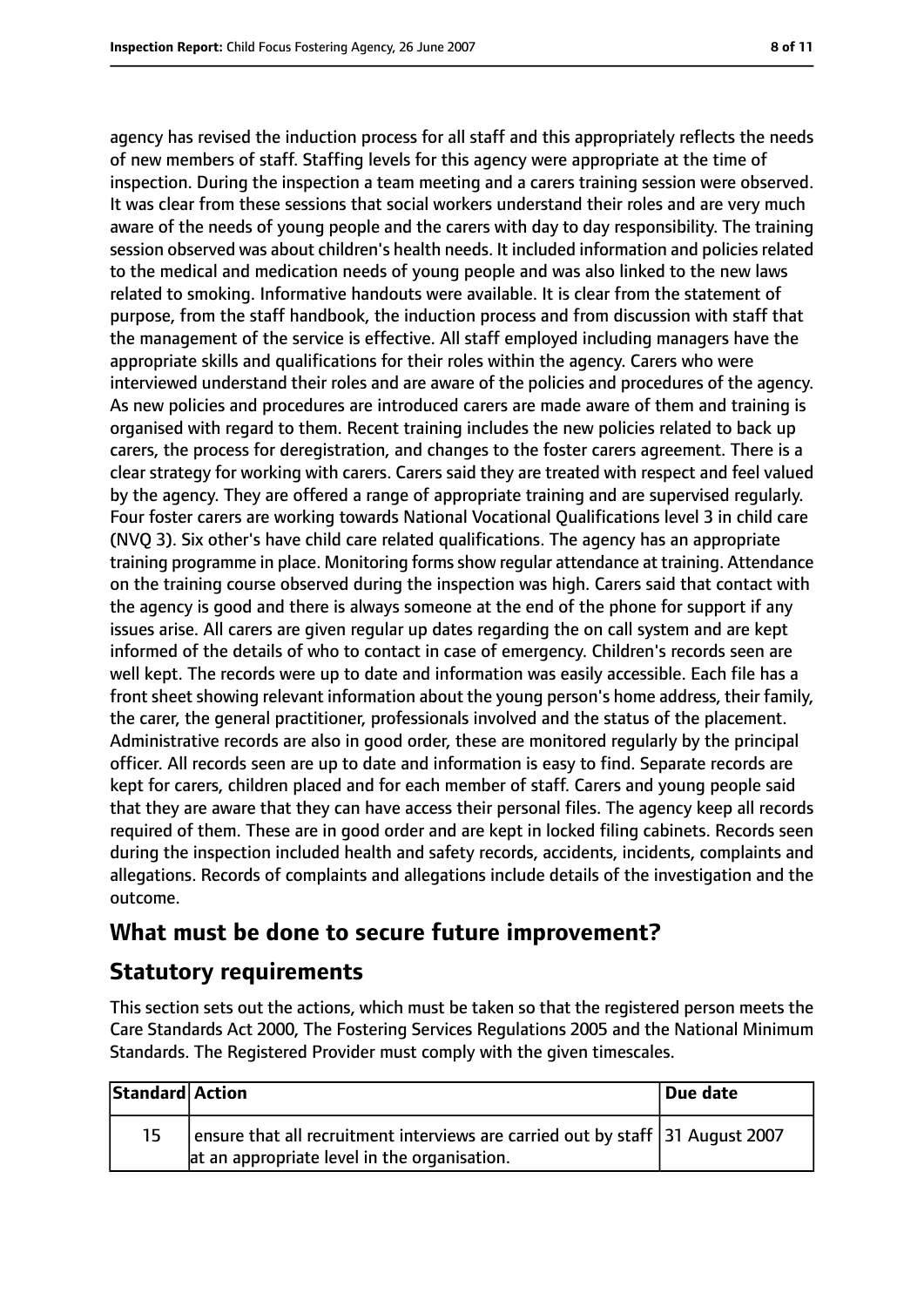agency has revised the induction process for all staff and this appropriately reflects the needs of new members of staff. Staffing levels for this agency were appropriate at the time of inspection. During the inspection a team meeting and a carers training session were observed. It was clear from these sessions that social workers understand their roles and are very much aware of the needs of young people and the carers with day to day responsibility. The training session observed was about children's health needs. It included information and policies related to the medical and medication needs of young people and was also linked to the new laws related to smoking. Informative handouts were available. It is clear from the statement of purpose, from the staff handbook, the induction process and from discussion with staff that the management of the service is effective. All staff employed including managers have the appropriate skills and qualifications for their roles within the agency. Carers who were interviewed understand their roles and are aware of the policies and procedures of the agency. As new policies and procedures are introduced carers are made aware of them and training is organised with regard to them. Recent training includes the new policies related to back up carers, the process for deregistration, and changes to the foster carers agreement. There is a clear strategy for working with carers. Carers said they are treated with respect and feel valued by the agency. They are offered a range of appropriate training and are supervised regularly. Four foster carers are working towards National Vocational Qualifications level 3 in child care (NVQ 3). Six other's have child care related qualifications. The agency has an appropriate training programme in place. Monitoring forms show regular attendance at training. Attendance on the training course observed during the inspection was high. Carers said that contact with the agency is good and there is always someone at the end of the phone for support if any issues arise. All carers are given regular up dates regarding the on call system and are kept informed of the details of who to contact in case of emergency. Children's records seen are well kept. The records were up to date and information was easily accessible. Each file has a front sheet showing relevant information about the young person's home address, their family, the carer, the general practitioner, professionals involved and the status of the placement. Administrative records are also in good order, these are monitored regularly by the principal officer. All records seen are up to date and information is easy to find. Separate records are kept for carers, children placed and for each member of staff. Carers and young people said that they are aware that they can have access their personal files. The agency keep all records required of them. These are in good order and are kept in locked filing cabinets. Records seen during the inspection included health and safety records, accidents, incidents, complaints and allegations. Records of complaints and allegations include details of the investigation and the outcome.

## What must be done to secure future improvement?

## Statutory requirements

This section sets out the actions, which must be taken so that the registered person meets the Care Standards Act 2000, The Fostering Services Regulations 2005 and the National Minimum Standards. The Registered Provider must comply with the given timescales.

| Standard | Action | Due date |
|---|---|---|
| 15 | ensure that all recruitment interviews are carried out by staff at an appropriate level in the organisation. | 31 August 2007 |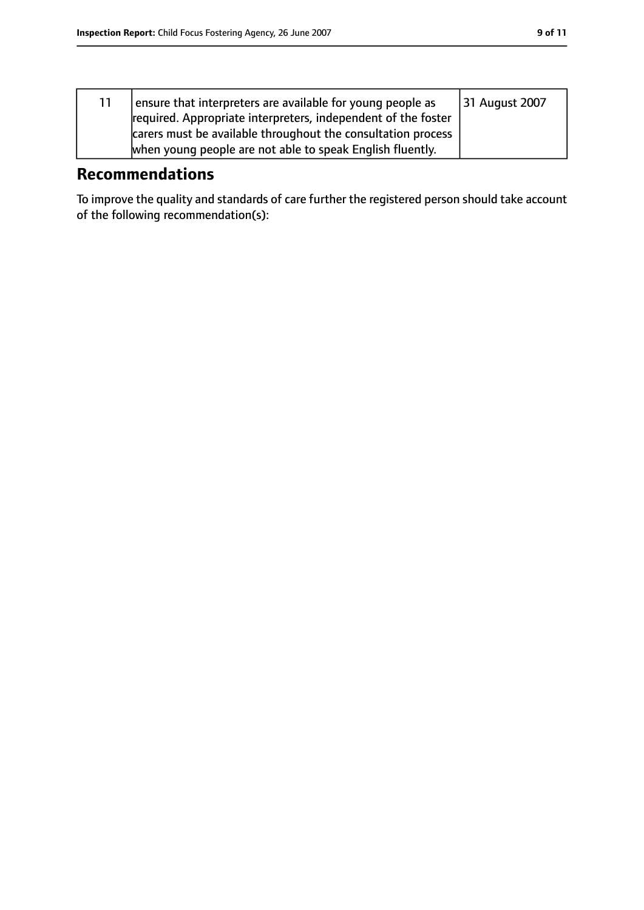| 11 | ensure that interpreters are available for young people as required. Appropriate interpreters, independent of the foster carers must be available throughout the consultation process when young people are not able to speak English fluently. | 31 August 2007 |
|---|---|---|

## Recommendations

To improve the quality and standards of care further the registered person should take account of the following recommendation(s):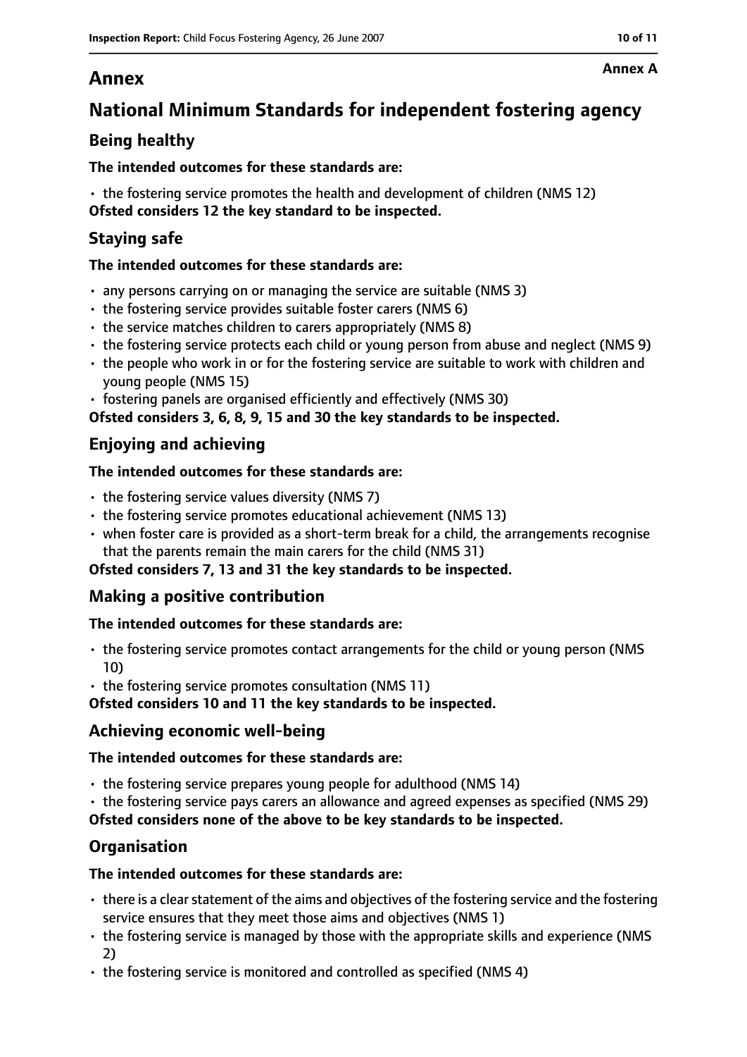# Annex

Annex A

## National Minimum Standards for independent fostering agency

### Being healthy

**The intended outcomes for these standards are:**

- the fostering service promotes the health and development of children (NMS 12)

**Ofsted considers 12 the key standard to be inspected.**

### Staying safe

**The intended outcomes for these standards are:**

- any persons carrying on or managing the service are suitable (NMS 3)
- the fostering service provides suitable foster carers (NMS 6)
- the service matches children to carers appropriately (NMS 8)
- the fostering service protects each child or young person from abuse and neglect (NMS 9)
- the people who work in or for the fostering service are suitable to work with children and young people (NMS 15)
- fostering panels are organised efficiently and effectively (NMS 30)

**Ofsted considers 3, 6, 8, 9, 15 and 30 the key standards to be inspected.**

### Enjoying and achieving

**The intended outcomes for these standards are:**

- the fostering service values diversity (NMS 7)
- the fostering service promotes educational achievement (NMS 13)
- when foster care is provided as a short-term break for a child, the arrangements recognise that the parents remain the main carers for the child (NMS 31)

**Ofsted considers 7, 13 and 31 the key standards to be inspected.**

### Making a positive contribution

**The intended outcomes for these standards are:**

- the fostering service promotes contact arrangements for the child or young person (NMS 10)
- the fostering service promotes consultation (NMS 11)

**Ofsted considers 10 and 11 the key standards to be inspected.**

### Achieving economic well-being

**The intended outcomes for these standards are:**

- the fostering service prepares young people for adulthood (NMS 14)
- the fostering service pays carers an allowance and agreed expenses as specified (NMS 29)

**Ofsted considers none of the above to be key standards to be inspected.**

### Organisation

**The intended outcomes for these standards are:**

- there is a clear statement of the aims and objectives of the fostering service and the fostering service ensures that they meet those aims and objectives (NMS 1)
- the fostering service is managed by those with the appropriate skills and experience (NMS 2)
- the fostering service is monitored and controlled as specified (NMS 4)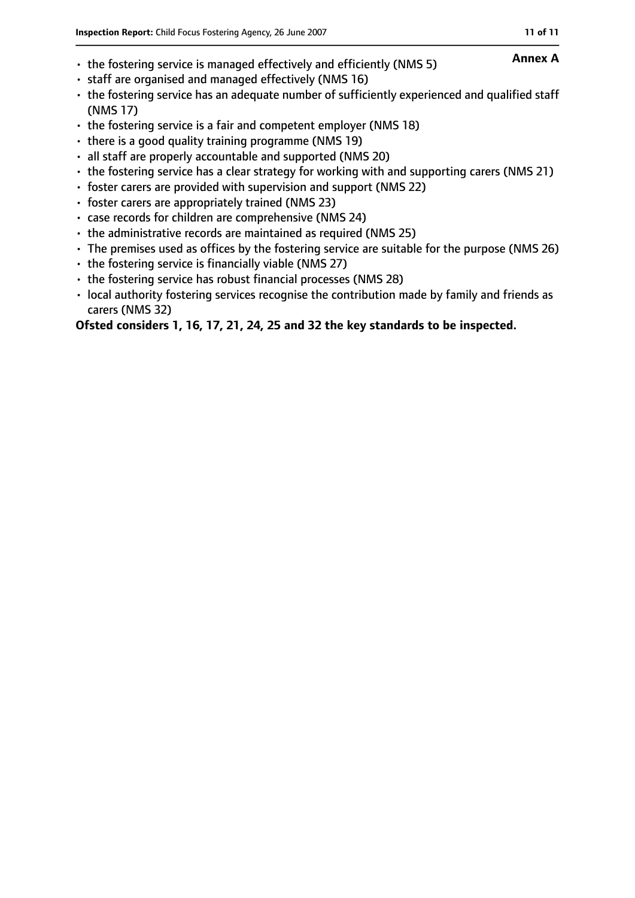**Annex A**

- the fostering service is managed effectively and efficiently (NMS 5)
- staff are organised and managed effectively (NMS 16)
- the fostering service has an adequate number of sufficiently experienced and qualified staff (NMS 17)
- the fostering service is a fair and competent employer (NMS 18)
- there is a good quality training programme (NMS 19)
- all staff are properly accountable and supported (NMS 20)
- the fostering service has a clear strategy for working with and supporting carers (NMS 21)
- foster carers are provided with supervision and support (NMS 22)
- foster carers are appropriately trained (NMS 23)
- case records for children are comprehensive (NMS 24)
- the administrative records are maintained as required (NMS 25)
- The premises used as offices by the fostering service are suitable for the purpose (NMS 26)
- the fostering service is financially viable (NMS 27)
- the fostering service has robust financial processes (NMS 28)
- local authority fostering services recognise the contribution made by family and friends as carers (NMS 32)

**Ofsted considers 1, 16, 17, 21, 24, 25 and 32 the key standards to be inspected.**